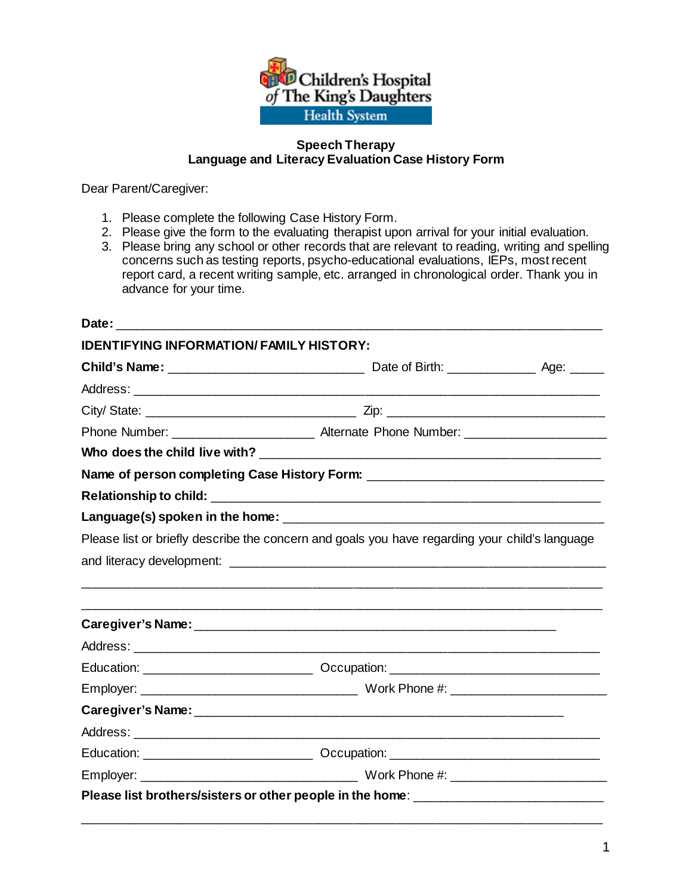Children's Hospital of The King's Daughters Health System

**Speech Therapy**
**Language and Literacy Evaluation Case History Form**

Dear Parent/Caregiver:

1. Please complete the following Case History Form.
2. Please give the form to the evaluating therapist upon arrival for your initial evaluation.
3. Please bring any school or other records that are relevant to reading, writing and spelling concerns such as testing reports, psycho-educational evaluations, IEPs, most recent report card, a recent writing sample, etc. arranged in chronological order. Thank you in advance for your time.

**Date:** ___________________________________________________________________________

**IDENTIFYING INFORMATION/ FAMILY HISTORY:**

**Child's Name:** ______________________________ Date of Birth: _____________ Age: _____

Address: _____________________________________________________________________

City/ State: ________________________________ Zip: ______________________________

Phone Number: _____________________ Alternate Phone Number: _____________________

**Who does the child live with?** _______________________________________________

**Name of person completing Case History Form:** ___________________________________

**Relationship to child:** _______________________________________________________

**Language(s) spoken in the home:** ______________________________________________

Please list or briefly describe the concern and goals you have regarding your child's language and literacy development: ______________________________________________________

_____________________________________________________________________________

_____________________________________________________________________________

**Caregiver's Name:** ________________________________________________________

Address: _____________________________________________________________________

Education: _________________________ Occupation: ______________________________

Employer: _________________________________ Work Phone #: ______________________

**Caregiver's Name:** ________________________________________________________

Address: _____________________________________________________________________

Education: _________________________ Occupation: ______________________________

Employer: _________________________________ Work Phone #: ______________________

**Please list brothers/sisters or other people in the home**: ___________________________

_____________________________________________________________________________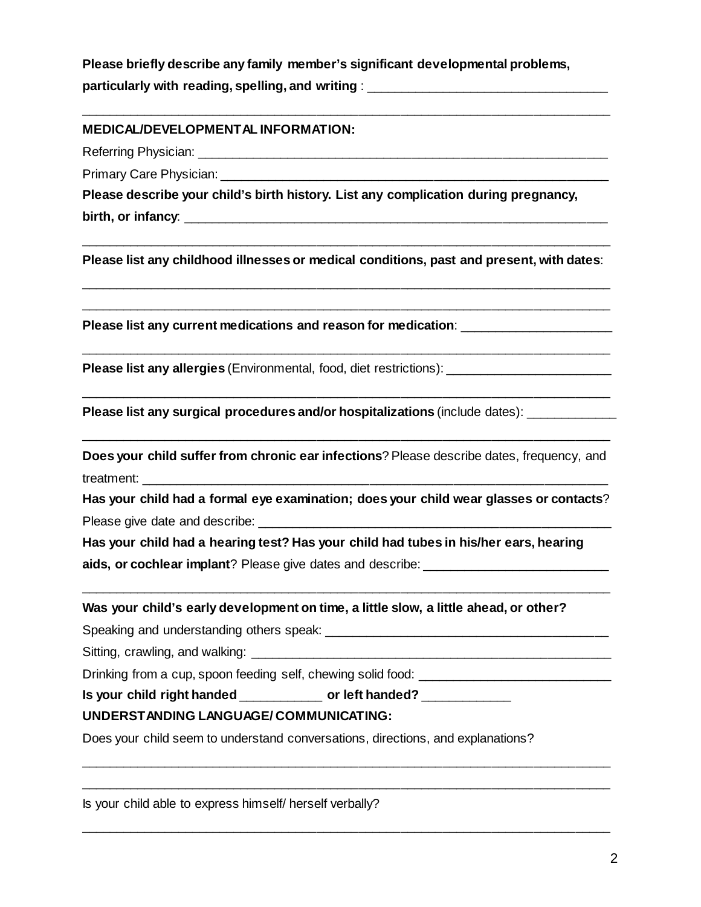**Please briefly describe any family member's significant developmental problems, particularly with reading, spelling, and writing** : ___________________________________

_____________________________________________________________________________

**MEDICAL/DEVELOPMENTAL INFORMATION:**

Referring Physician: ____________________________________________________________

Primary Care Physician: _________________________________________________________

**Please describe your child's birth history. List any complication during pregnancy, birth, or infancy**: _______________________________________________________________

_____________________________________________________________________________

**Please list any childhood illnesses or medical conditions, past and present, with dates**:

_____________________________________________________________________________

_____________________________________________________________________________

**Please list any current medications and reason for medication**: _____________________

_____________________________________________________________________________

**Please list any allergies** (Environmental, food, diet restrictions): _______________________

_____________________________________________________________________________

**Please list any surgical procedures and/or hospitalizations** (include dates): ____________

_____________________________________________________________________________

**Does your child suffer from chronic ear infections**? Please describe dates, frequency, and treatment: _____________________________________________________________________

**Has your child had a formal eye examination; does your child wear glasses or contacts**? Please give date and describe: ____________________________________________________

**Has your child had a hearing test? Has your child had tubes in his/her ears, hearing aids, or cochlear implant**? Please give dates and describe: __________________________

_____________________________________________________________________________

**Was your child's early development on time, a little slow, a little ahead, or other?**

Speaking and understanding others speak: _________________________________________

Sitting, crawling, and walking: ____________________________________________________

Drinking from a cup, spoon feeding self, chewing solid food: ___________________________

**Is your child right handed** ____________ **or left handed?** _____________

**UNDERSTANDING LANGUAGE/ COMMUNICATING:**

Does your child seem to understand conversations, directions, and explanations?

_____________________________________________________________________________

_____________________________________________________________________________

Is your child able to express himself/ herself verbally?

_____________________________________________________________________________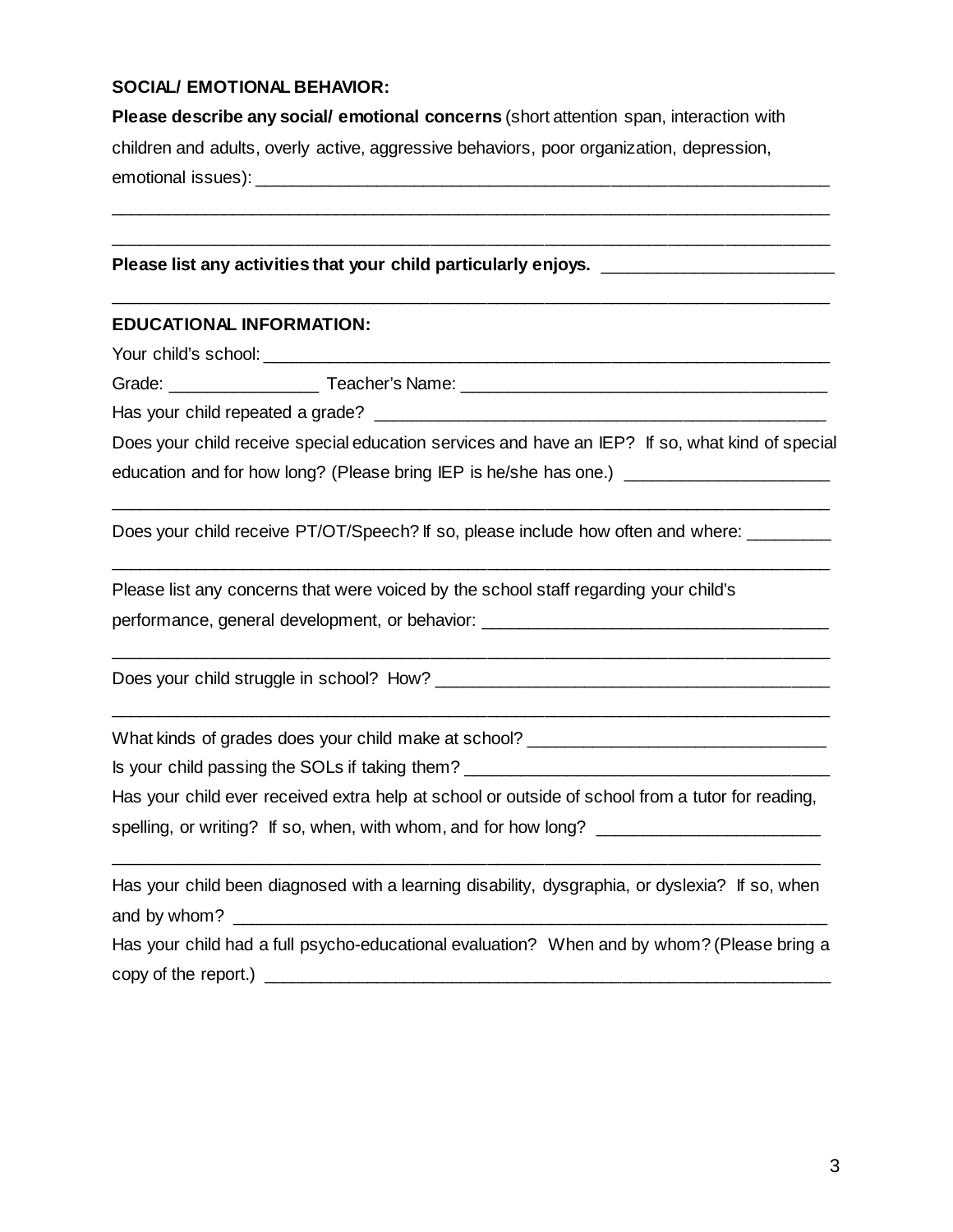**SOCIAL/ EMOTIONAL BEHAVIOR:**

**Please describe any social/ emotional concerns** (short attention span, interaction with children and adults, overly active, aggressive behaviors, poor organization, depression, emotional issues): ___________________________________________________________

_______________________________________________________________________________

_______________________________________________________________________________

**Please list any activities that your child particularly enjoys.** ________________________

_______________________________________________________________________________

**EDUCATIONAL INFORMATION:**

Your child's school: ____________________________________________________________

Grade: ________________ Teacher's Name: _______________________________________

Has your child repeated a grade? ____________________________________________

Does your child receive special education services and have an IEP? If so, what kind of special education and for how long? (Please bring IEP is he/she has one.) _____________________

_______________________________________________________________________________

Does your child receive PT/OT/Speech? If so, please include how often and where: _________

_______________________________________________________________________________

Please list any concerns that were voiced by the school staff regarding your child's performance, general development, or behavior: ____________________________________

_______________________________________________________________________________

Does your child struggle in school? How? __________________________________________

_______________________________________________________________________________

What kinds of grades does your child make at school? _______________________________

Is your child passing the SOLs if taking them? _______________________________________

Has your child ever received extra help at school or outside of school from a tutor for reading, spelling, or writing? If so, when, with whom, and for how long? _______________________

_______________________________________________________________________________

Has your child been diagnosed with a learning disability, dysgraphia, or dyslexia? If so, when and by whom? _________________________________________________________________

Has your child had a full psycho-educational evaluation? When and by whom? (Please bring a copy of the report.) ____________________________________________________________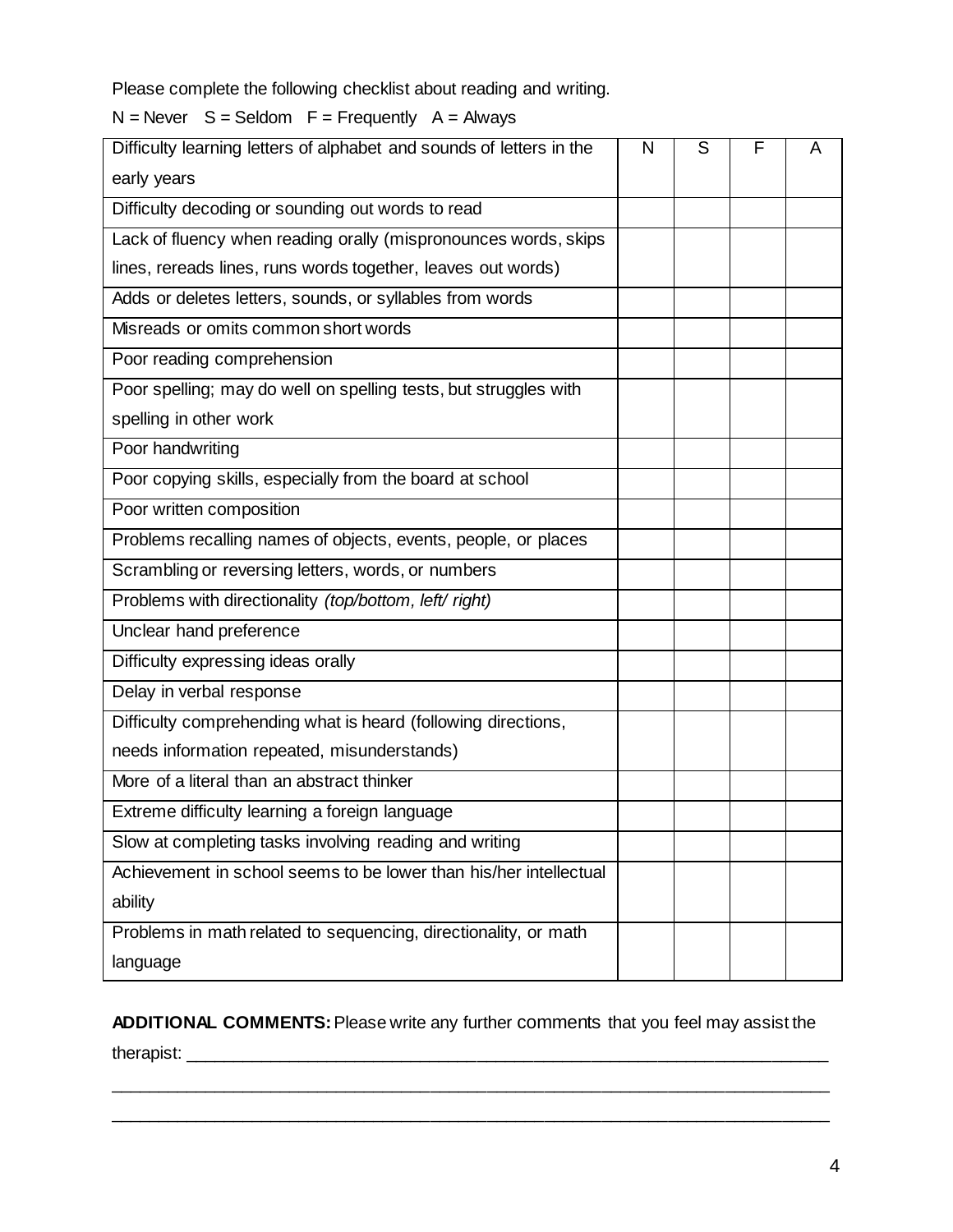Please complete the following checklist about reading and writing.

N = Never  S = Seldom  F = Frequently  A = Always

| Difficulty learning letters of alphabet and sounds of letters in the early years | N | S | F | A |
|---|---|---|---|---|
| Difficulty decoding or sounding out words to read | | | | |
| Lack of fluency when reading orally (mispronounces words, skips lines, rereads lines, runs words together, leaves out words) | | | | |
| Adds or deletes letters, sounds, or syllables from words | | | | |
| Misreads or omits common short words | | | | |
| Poor reading comprehension | | | | |
| Poor spelling; may do well on spelling tests, but struggles with spelling in other work | | | | |
| Poor handwriting | | | | |
| Poor copying skills, especially from the board at school | | | | |
| Poor written composition | | | | |
| Problems recalling names of objects, events, people, or places | | | | |
| Scrambling or reversing letters, words, or numbers | | | | |
| Problems with directionality *(top/bottom, left/ right)* | | | | |
| Unclear hand preference | | | | |
| Difficulty expressing ideas orally | | | | |
| Delay in verbal response | | | | |
| Difficulty comprehending what is heard (following directions, needs information repeated, misunderstands) | | | | |
| More of a literal than an abstract thinker | | | | |
| Extreme difficulty learning a foreign language | | | | |
| Slow at completing tasks involving reading and writing | | | | |
| Achievement in school seems to be lower than his/her intellectual ability | | | | |
| Problems in math related to sequencing, directionality, or math language | | | | |

**ADDITIONAL COMMENTS:** Please write any further comments that you feel may assist the therapist: ______________________________________________________________________

______________________________________________________________________________

______________________________________________________________________________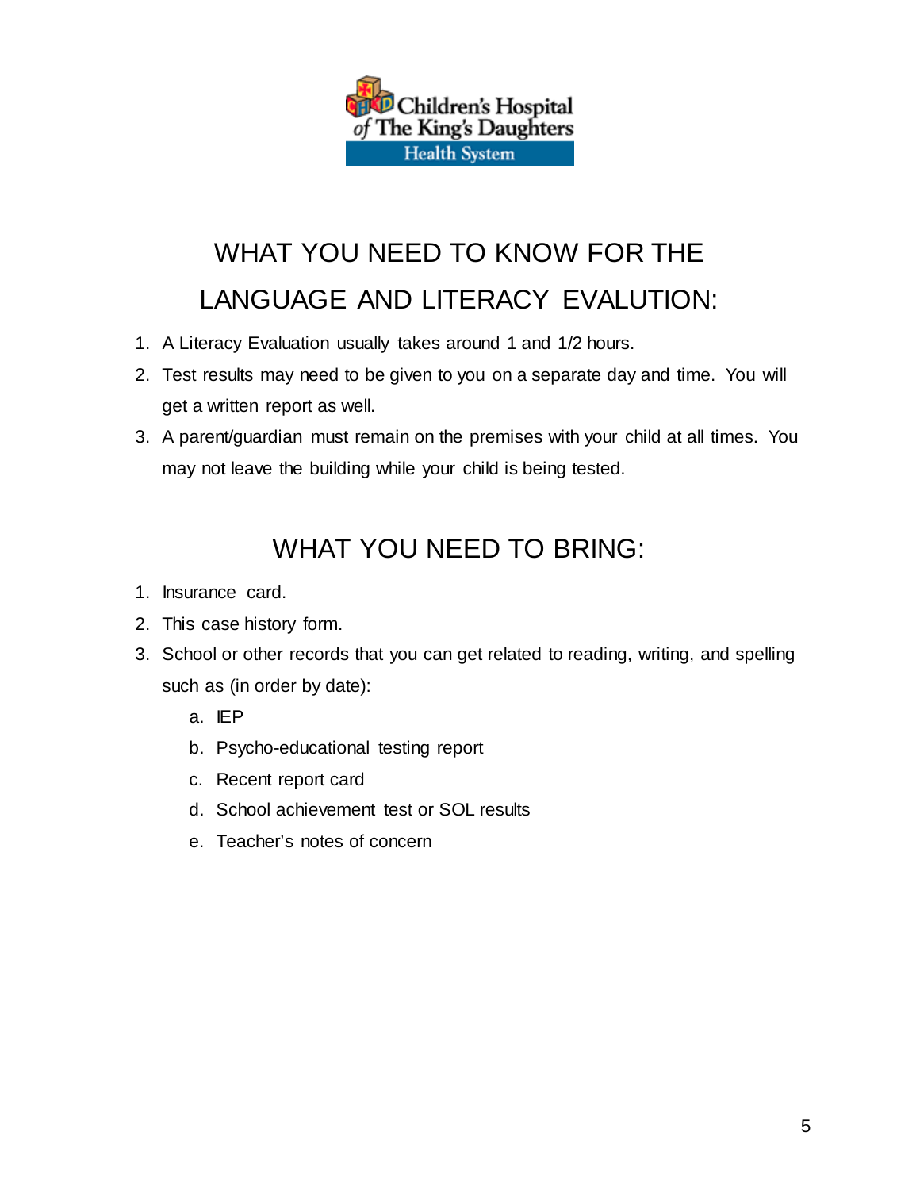Children's Hospital of The King's Daughters Health System

# WHAT YOU NEED TO KNOW FOR THE LANGUAGE AND LITERACY EVALUTION:

1. A Literacy Evaluation usually takes around 1 and 1/2 hours.
2. Test results may need to be given to you on a separate day and time. You will get a written report as well.
3. A parent/guardian must remain on the premises with your child at all times. You may not leave the building while your child is being tested.

# WHAT YOU NEED TO BRING:

1. Insurance card.
2. This case history form.
3. School or other records that you can get related to reading, writing, and spelling such as (in order by date):
   a. IEP
   b. Psycho-educational testing report
   c. Recent report card
   d. School achievement test or SOL results
   e. Teacher's notes of concern